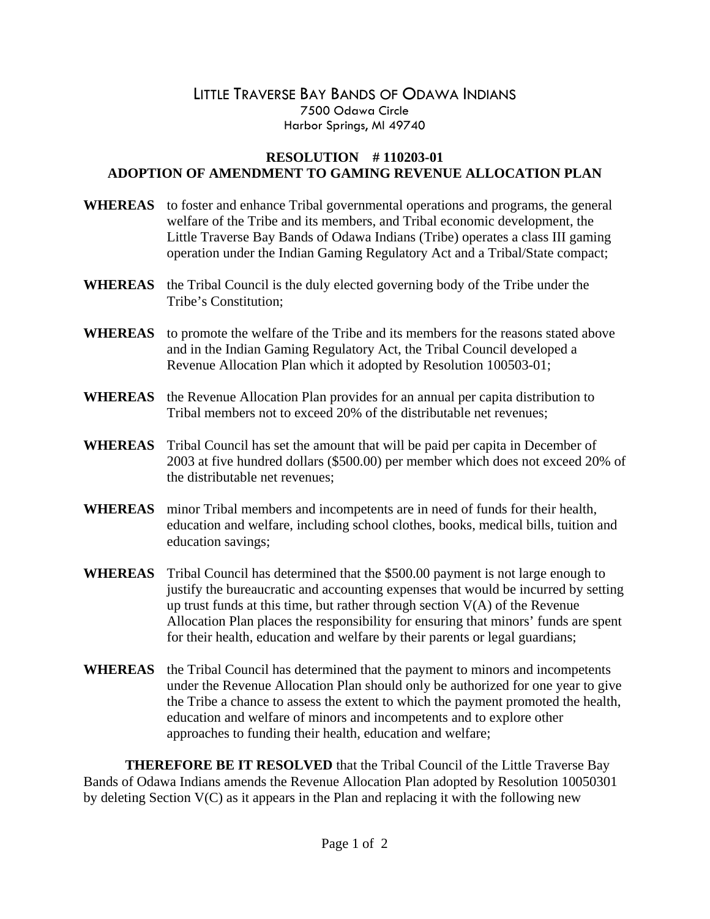# LITTLE TRAVERSE BAY BANDS OF ODAWA INDIANS

7500 Odawa Circle
Harbor Springs, MI 49740

## RESOLUTION # 110203-01
## ADOPTION OF AMENDMENT TO GAMING REVENUE ALLOCATION PLAN

**WHEREAS** to foster and enhance Tribal governmental operations and programs, the general welfare of the Tribe and its members, and Tribal economic development, the Little Traverse Bay Bands of Odawa Indians (Tribe) operates a class III gaming operation under the Indian Gaming Regulatory Act and a Tribal/State compact;

**WHEREAS** the Tribal Council is the duly elected governing body of the Tribe under the Tribe's Constitution;

**WHEREAS** to promote the welfare of the Tribe and its members for the reasons stated above and in the Indian Gaming Regulatory Act, the Tribal Council developed a Revenue Allocation Plan which it adopted by Resolution 100503-01;

**WHEREAS** the Revenue Allocation Plan provides for an annual per capita distribution to Tribal members not to exceed 20% of the distributable net revenues;

**WHEREAS** Tribal Council has set the amount that will be paid per capita in December of 2003 at five hundred dollars ($500.00) per member which does not exceed 20% of the distributable net revenues;

**WHEREAS** minor Tribal members and incompetents are in need of funds for their health, education and welfare, including school clothes, books, medical bills, tuition and education savings;

**WHEREAS** Tribal Council has determined that the $500.00 payment is not large enough to justify the bureaucratic and accounting expenses that would be incurred by setting up trust funds at this time, but rather through section V(A) of the Revenue Allocation Plan places the responsibility for ensuring that minors' funds are spent for their health, education and welfare by their parents or legal guardians;

**WHEREAS** the Tribal Council has determined that the payment to minors and incompetents under the Revenue Allocation Plan should only be authorized for one year to give the Tribe a chance to assess the extent to which the payment promoted the health, education and welfare of minors and incompetents and to explore other approaches to funding their health, education and welfare;

**THEREFORE BE IT RESOLVED** that the Tribal Council of the Little Traverse Bay Bands of Odawa Indians amends the Revenue Allocation Plan adopted by Resolution 10050301 by deleting Section V(C) as it appears in the Plan and replacing it with the following new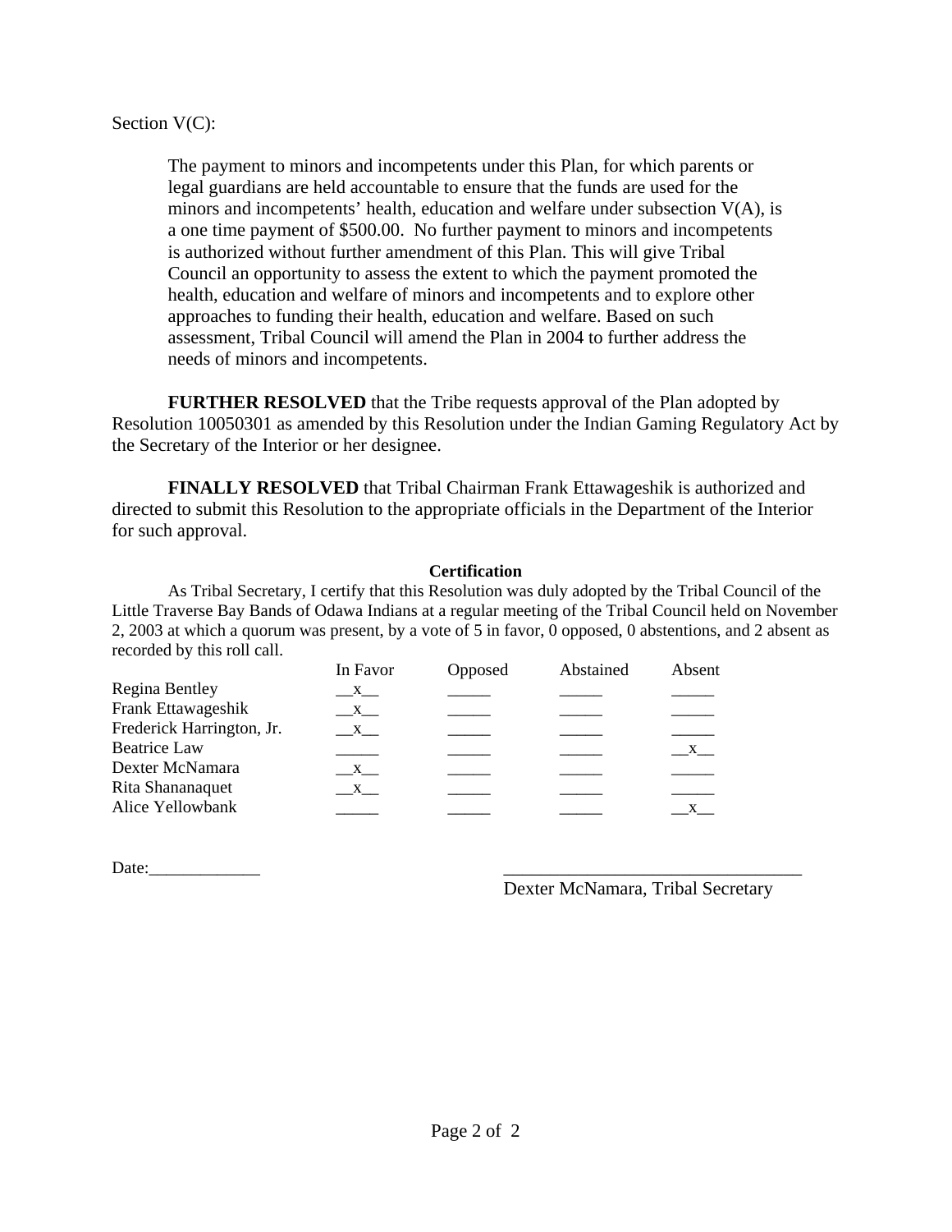Section V(C):

> The payment to minors and incompetents under this Plan, for which parents or legal guardians are held accountable to ensure that the funds are used for the minors and incompetents' health, education and welfare under subsection V(A), is a one time payment of $500.00. No further payment to minors and incompetents is authorized without further amendment of this Plan. This will give Tribal Council an opportunity to assess the extent to which the payment promoted the health, education and welfare of minors and incompetents and to explore other approaches to funding their health, education and welfare. Based on such assessment, Tribal Council will amend the Plan in 2004 to further address the needs of minors and incompetents.

**FURTHER RESOLVED** that the Tribe requests approval of the Plan adopted by Resolution 10050301 as amended by this Resolution under the Indian Gaming Regulatory Act by the Secretary of the Interior or her designee.

**FINALLY RESOLVED** that Tribal Chairman Frank Ettawageshik is authorized and directed to submit this Resolution to the appropriate officials in the Department of the Interior for such approval.

**Certification**

As Tribal Secretary, I certify that this Resolution was duly adopted by the Tribal Council of the Little Traverse Bay Bands of Odawa Indians at a regular meeting of the Tribal Council held on November 2, 2003 at which a quorum was present, by a vote of 5 in favor, 0 opposed, 0 abstentions, and 2 absent as recorded by this roll call.

| | In Favor | Opposed | Abstained | Absent |
|---|---|---|---|---|
| Regina Bentley | x | | | |
| Frank Ettawageshik | x | | | |
| Frederick Harrington, Jr. | x | | | |
| Beatrice Law | | | | x |
| Dexter McNamara | x | | | |
| Rita Shananaquet | x | | | |
| Alice Yellowbank | | | | x |

Date:_____________

_________________________________
Dexter McNamara, Tribal Secretary